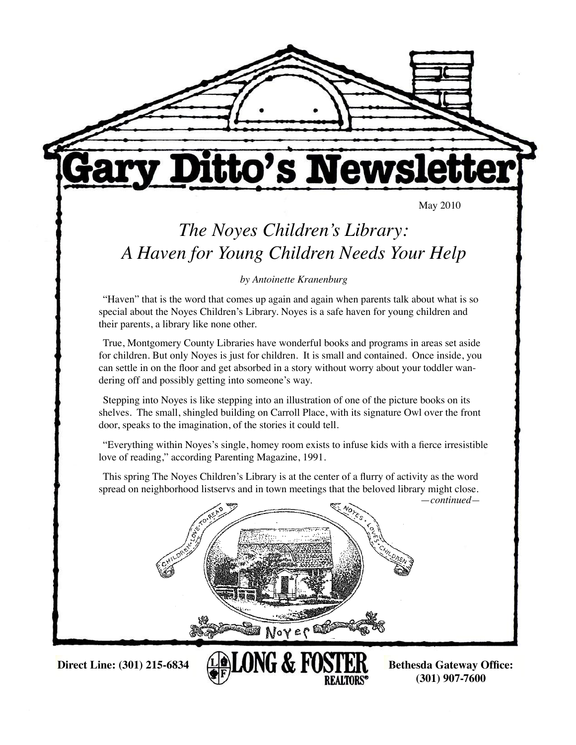# Gary Ditto's Newsletter

May 2010

## *The Noyes Children's Library: A Haven for Young Children Needs Your Help*

*by Antoinette Kranenburg*

"Haven" that is the word that comes up again and again when parents talk about what is so special about the Noyes Children's Library. Noyes is a safe haven for young children and their parents, a library like none other.

True, Montgomery County Libraries have wonderful books and programs in areas set aside for children. But only Noyes is just for children. It is small and contained. Once inside, you can settle in on the floor and get absorbed in a story without worry about your toddler wandering off and possibly getting into someone's way.

Stepping into Noyes is like stepping into an illustration of one of the picture books on its shelves. The small, shingled building on Carroll Place, with its signature Owl over the front door, speaks to the imagination, of the stories it could tell.

"Everything within Noyes's single, homey room exists to infuse kids with a fierce irresistible love of reading," according Parenting Magazine, 1991.

This spring The Noyes Children's Library is at the center of a flurry of activity as the word spread on neighborhood listservs and in town meetings that the beloved library might close.

*—continued—*

CHILDREN · LOVE · TO · READ — NOYES · LOVES · CHILDREN

Noyes

**Direct Line: (301) 215-6834** **LONG & FOSTER REALTORS®** **Bethesda Gateway Office: (301) 907-7600**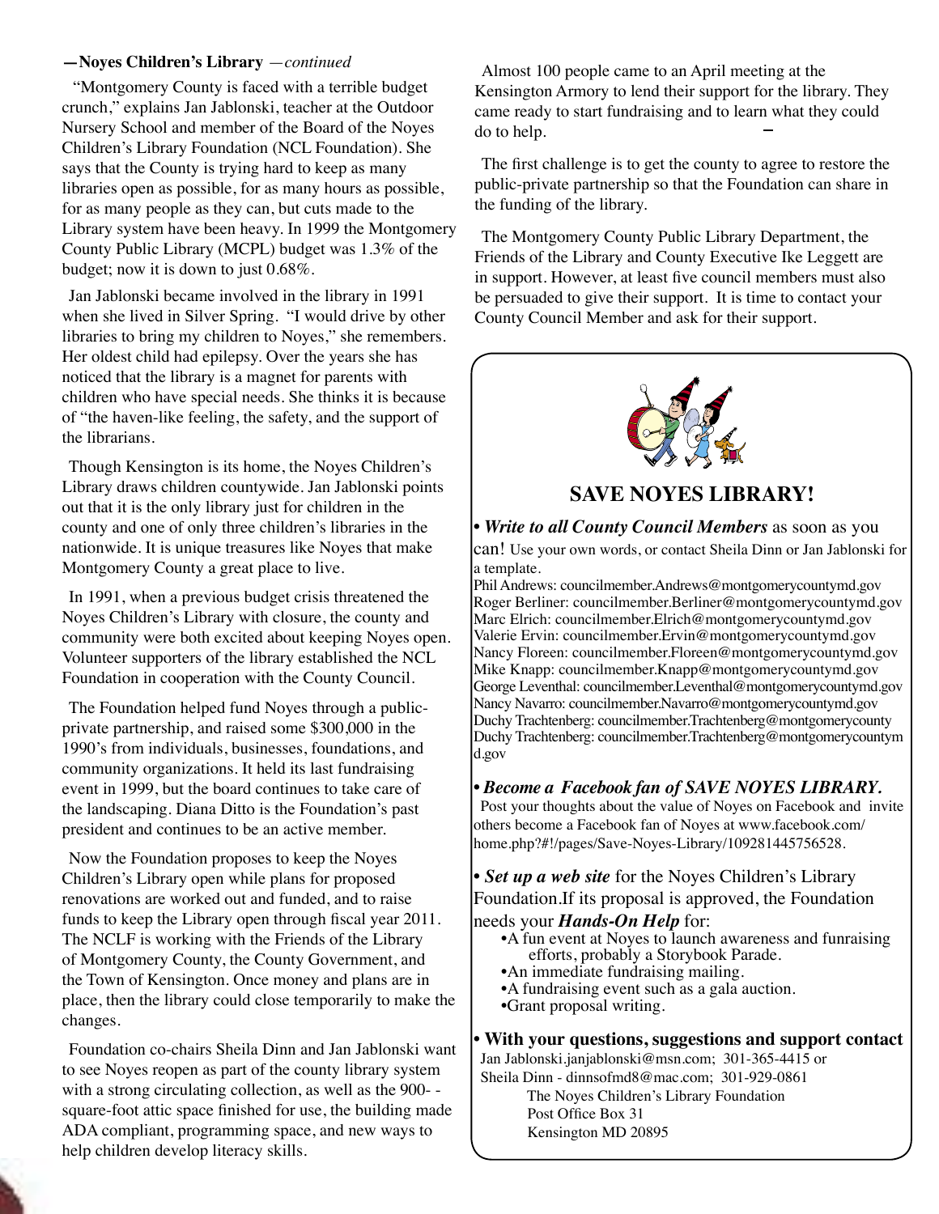**—Noyes Children's Library** *—continued*

"Montgomery County is faced with a terrible budget crunch," explains Jan Jablonski, teacher at the Outdoor Nursery School and member of the Board of the Noyes Children's Library Foundation (NCL Foundation). She says that the County is trying hard to keep as many libraries open as possible, for as many hours as possible, for as many people as they can, but cuts made to the Library system have been heavy. In 1999 the Montgomery County Public Library (MCPL) budget was 1.3% of the budget; now it is down to just 0.68%.

Jan Jablonski became involved in the library in 1991 when she lived in Silver Spring. "I would drive by other libraries to bring my children to Noyes," she remembers. Her oldest child had epilepsy. Over the years she has noticed that the library is a magnet for parents with children who have special needs. She thinks it is because of "the haven-like feeling, the safety, and the support of the librarians.

Though Kensington is its home, the Noyes Children's Library draws children countywide. Jan Jablonski points out that it is the only library just for children in the county and one of only three children's libraries in the nationwide. It is unique treasures like Noyes that make Montgomery County a great place to live.

In 1991, when a previous budget crisis threatened the Noyes Children's Library with closure, the county and community were both excited about keeping Noyes open. Volunteer supporters of the library established the NCL Foundation in cooperation with the County Council.

The Foundation helped fund Noyes through a public-private partnership, and raised some $300,000 in the 1990's from individuals, businesses, foundations, and community organizations. It held its last fundraising event in 1999, but the board continues to take care of the landscaping. Diana Ditto is the Foundation's past president and continues to be an active member.

Now the Foundation proposes to keep the Noyes Children's Library open while plans for proposed renovations are worked out and funded, and to raise funds to keep the Library open through fiscal year 2011. The NCLF is working with the Friends of the Library of Montgomery County, the County Government, and the Town of Kensington. Once money and plans are in place, then the library could close temporarily to make the changes.

Foundation co-chairs Sheila Dinn and Jan Jablonski want to see Noyes reopen as part of the county library system with a strong circulating collection, as well as the 900- -square-foot attic space finished for use, the building made ADA compliant, programming space, and new ways to help children develop literacy skills.

Almost 100 people came to an April meeting at the Kensington Armory to lend their support for the library. They came ready to start fundraising and to learn what they could do to help.

The first challenge is to get the county to agree to restore the public-private partnership so that the Foundation can share in the funding of the library.

The Montgomery County Public Library Department, the Friends of the Library and County Executive Ike Leggett are in support. However, at least five council members must also be persuaded to give their support. It is time to contact your County Council Member and ask for their support.

## SAVE NOYES LIBRARY!

• ***Write to all County Council Members*** as soon as you can! Use your own words, or contact Sheila Dinn or Jan Jablonski for a template.

Phil Andrews: councilmember.Andrews@montgomerycountymd.gov
Roger Berliner: councilmember.Berliner@montgomerycountymd.gov
Marc Elrich: councilmember.Elrich@montgomerycountymd.gov
Valerie Ervin: councilmember.Ervin@montgomerycountymd.gov
Nancy Floreen: councilmember.Floreen@montgomerycountymd.gov
Mike Knapp: councilmember.Knapp@montgomerycountymd.gov
George Leventhal: councilmember.Leventhal@montgomerycountymd.gov
Nancy Navarro: councilmember.Navarro@montgomerycountymd.gov
Duchy Trachtenberg: councilmember.Trachtenberg@montgomerycounty
Duchy Trachtenberg: councilmember.Trachtenberg@montgomerycountymd.gov

• ***Become a Facebook fan of SAVE NOYES LIBRARY.***
Post your thoughts about the value of Noyes on Facebook and invite others become a Facebook fan of Noyes at www.facebook.com/home.php?#!/pages/Save-Noyes-Library/109281445756528.

• ***Set up a web site*** for the Noyes Children's Library Foundation.If its proposal is approved, the Foundation needs your ***Hands-On Help*** for:

- A fun event at Noyes to launch awareness and funraising efforts, probably a Storybook Parade.
- An immediate fundraising mailing.
- A fundraising event such as a gala auction.
- Grant proposal writing.

**• With your questions, suggestions and support contact**
Jan Jablonski.janjablonski@msn.com; 301-365-4415 or
Sheila Dinn - dinnsofmd8@mac.com; 301-929-0861
The Noyes Children's Library Foundation
Post Office Box 31
Kensington MD 20895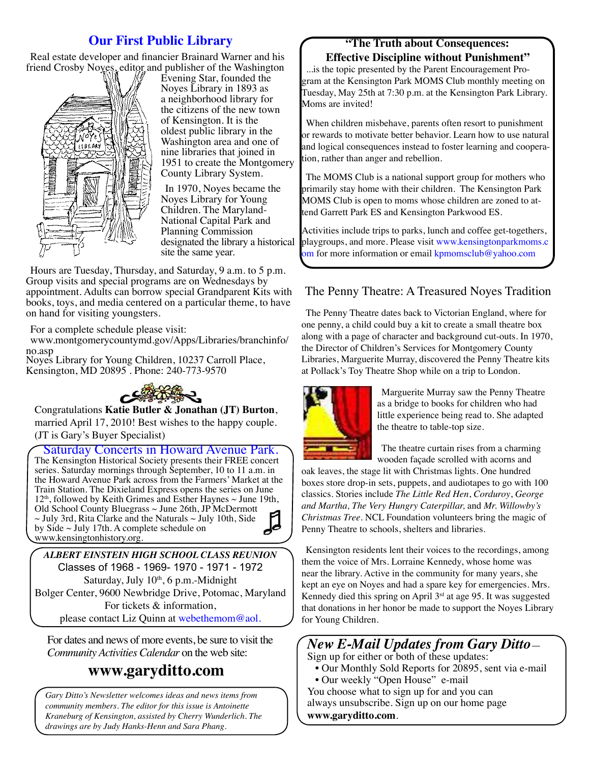## Our First Public Library

Real estate developer and financier Brainard Warner and his friend Crosby Noyes, editor and publisher of the Washington Evening Star, founded the Noyes Library in 1893 as a neighborhood library for the citizens of the new town of Kensington. It is the oldest public library in the Washington area and one of nine libraries that joined in 1951 to create the Montgomery County Library System.

In 1970, Noyes became the Noyes Library for Young Children. The Maryland-National Capital Park and Planning Commission designated the library a historical site the same year.

Hours are Tuesday, Thursday, and Saturday, 9 a.m. to 5 p.m. Group visits and special programs are on Wednesdays by appointment. Adults can borrow special Grandparent Kits with books, toys, and media centered on a particular theme, to have on hand for visiting youngsters.

For a complete schedule please visit:
www.montgomerycountymd.gov/Apps/Libraries/branchinfo/no.asp
Noyes Library for Young Children, 10237 Carroll Place, Kensington, MD 20895 . Phone: 240-773-9570

Congratulations **Katie Butler & Jonathan (JT) Burton**, married April 17, 2010! Best wishes to the happy couple. (JT is Gary's Buyer Specialist)

### Saturday Concerts in Howard Avenue Park.

The Kensington Historical Society presents their FREE concert series. Saturday mornings through September, 10 to 11 a.m. in the Howard Avenue Park across from the Farmers' Market at the Train Station. The Dixieland Express opens the series on June 12th, followed by Keith Grimes and Esther Haynes ~ June 19th, Old School County Bluegrass ~ June 26th, JP McDermott ~ July 3rd, Rita Clarke and the Naturals ~ July 10th, Side by Side ~ July 17th. A complete schedule on www.kensingtonhistory.org.

***ALBERT EINSTEIN HIGH SCHOOL CLASS REUNION***
Classes of 1968 - 1969- 1970 - 1971 - 1972
Saturday, July 10th, 6 p.m.-Midnight
Bolger Center, 9600 Newbridge Drive, Potomac, Maryland
For tickets & information,
please contact Liz Quinn at webethemom@aol.

For dates and news of more events, be sure to visit the *Community Activities Calendar* on the web site:

## www.garyditto.com

*Gary Ditto's Newsletter welcomes ideas and news items from community members. The editor for this issue is Antoinette Kraneburg of Kensington, assisted by Cherry Wunderlich. The drawings are by Judy Hanks-Henn and Sara Phang.*

### "The Truth about Consequences: Effective Discipline without Punishment"

...is the topic presented by the Parent Encouragement Program at the Kensington Park MOMS Club monthly meeting on Tuesday, May 25th at 7:30 p.m. at the Kensington Park Library. Moms are invited!

When children misbehave, parents often resort to punishment or rewards to motivate better behavior. Learn how to use natural and logical consequences instead to foster learning and cooperation, rather than anger and rebellion.

The MOMS Club is a national support group for mothers who primarily stay home with their children. The Kensington Park MOMS Club is open to moms whose children are zoned to attend Garrett Park ES and Kensington Parkwood ES.

Activities include trips to parks, lunch and coffee get-togethers, playgroups, and more. Please visit www.kensingtonparkmoms.com for more information or email kpmomsclub@yahoo.com

## The Penny Theatre: A Treasured Noyes Tradition

The Penny Theatre dates back to Victorian England, where for one penny, a child could buy a kit to create a small theatre box along with a page of character and background cut-outs. In 1970, the Director of Children's Services for Montgomery County Libraries, Marguerite Murray, discovered the Penny Theatre kits at Pollack's Toy Theatre Shop while on a trip to London.

Marguerite Murray saw the Penny Theatre as a bridge to books for children who had little experience being read to. She adapted the theatre to table-top size.

The theatre curtain rises from a charming wooden façade scrolled with acorns and oak leaves, the stage lit with Christmas lights. One hundred boxes store drop-in sets, puppets, and audiotapes to go with 100 classics. Stories include *The Little Red Hen*, *Corduroy*, *George and Martha, The Very Hungry Caterpillar,* and *Mr. Willowby's Christmas Tree*. NCL Foundation volunteers bring the magic of Penny Theatre to schools, shelters and libraries.

Kensington residents lent their voices to the recordings, among them the voice of Mrs. Lorraine Kennedy, whose home was near the library. Active in the community for many years, she kept an eye on Noyes and had a spare key for emergencies. Mrs. Kennedy died this spring on April 3rd at age 95. It was suggested that donations in her honor be made to support the Noyes Library for Young Children.

### *New E-Mail Updates from Gary Ditto*—

Sign up for either or both of these updates:

- Our Monthly Sold Reports for 20895, sent via e-mail
- Our weekly "Open House" e-mail

You choose what to sign up for and you can always unsubscribe. Sign up on our home page **www.garyditto.com**.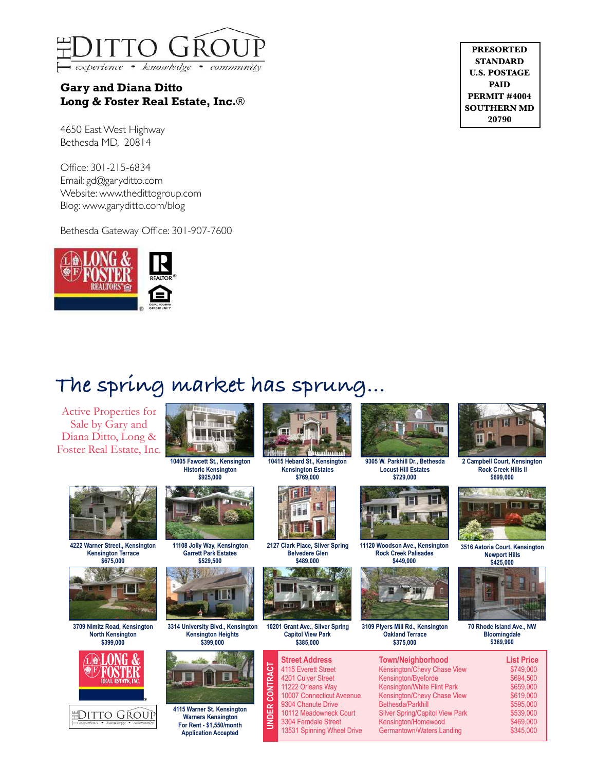THE DITTO GROUP
experience • knowledge • community

**Gary and Diana Ditto**
**Long & Foster Real Estate, Inc.®**

4650 East West Highway
Bethesda MD, 20814

Office: 301-215-6834
Email: gd@garyditto.com
Website: www.thedittogroup.com
Blog: www.garyditto.com/blog

Bethesda Gateway Office: 301-907-7600

PRESORTED
STANDARD
U.S. POSTAGE
PAID
PERMIT #4004
SOUTHERN MD
20790

# The spring market has sprung...

Active Properties for Sale by Gary and Diana Ditto, Long & Foster Real Estate, Inc.

**10405 Fawcett St., Kensington**
**Historic Kensington**
**$925,000**

**10415 Hebard St., Kensington**
**Kensington Estates**
**$769,000**

**9305 W. Parkhill Dr., Bethesda**
**Locust Hill Estates**
**$729,000**

**2 Campbell Court, Kensington**
**Rock Creek Hills II**
**$699,000**

**4222 Warner Street., Kensington**
**Kensington Terrace**
**$675,000**

**11108 Jolly Way, Kensington**
**Garrett Park Estates**
**$529,500**

**2127 Clark Place, Silver Spring**
**Belvedere Glen**
**$489,000**

**11120 Woodson Ave., Kensington**
**Rock Creek Palisades**
**$449,000**

**3516 Astoria Court, Kensington**
**Newport Hills**
**$425,000**

**3709 Nimitz Road, Kensington**
**North Kensington**
**$399,000**

**3314 University Blvd., Kensington**
**Kensington Heights**
**$399,000**

**10201 Grant Ave., Silver Spring**
**Capitol View Park**
**$385,000**

**3109 Plyers Mill Rd., Kensington**
**Oakland Terrace**
**$375,000**

**70 Rhode Island Ave., NW**
**Bloomingdale**
**$369,900**

**4115 Warner St. Kensington**
**Warners Kensington**
**For Rent - $1,550/month**
**Application Accepted**

UNDER CONTRACT

| Street Address | Town/Neighborhood | List Price |
|---|---|---|
| 4115 Everett Street | Kensington/Chevy Chase View | $749,000 |
| 4201 Culver Street | Kensington/Byeforde | $694,500 |
| 11222 Orleans Way | Kensington/White Flint Park | $659,000 |
| 10007 Connecticut Aveenue | Kensington/Chevy Chase View | $619,000 |
| 9304 Chanute Drive | Bethesda/Parkhill | $595,000 |
| 10112 Meadowneck Court | Silver Spring/Capitol View Park | $539,000 |
| 3304 Ferndale Street | Kensington/Homewood | $469,000 |
| 13531 Spinning Wheel Drive | Germantown/Waters Landing | $345,000 |